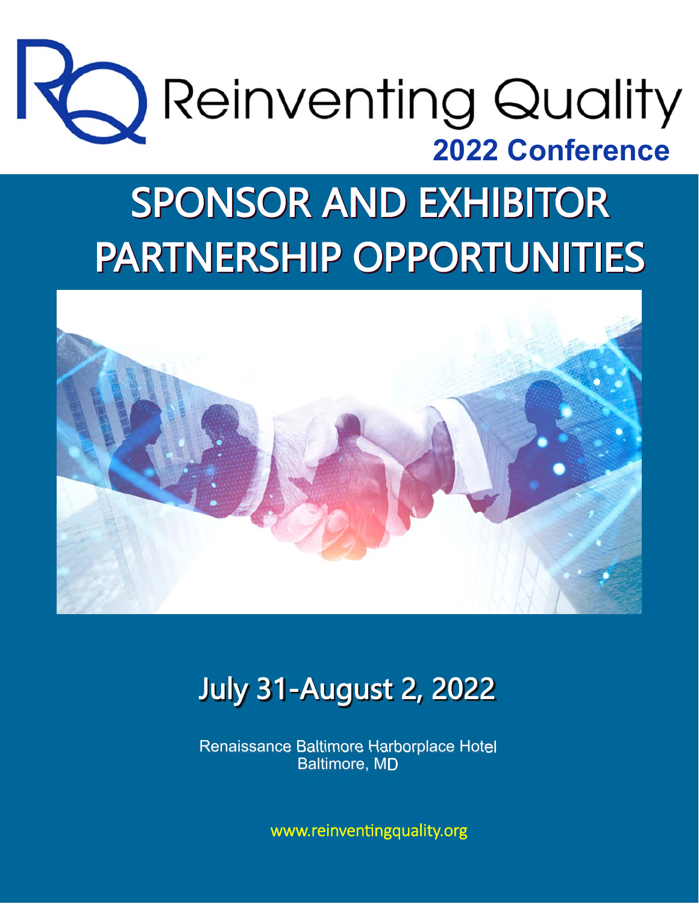# Reinventing Quality

## 2022 Conference

# SPONSOR AND EXHIBITOR PARTNERSHIP OPPORTUNITIES

## July 31-August 2, 2022

Renaissance Baltimore Harborplace Hotel
Baltimore, MD

www.reinventingquality.org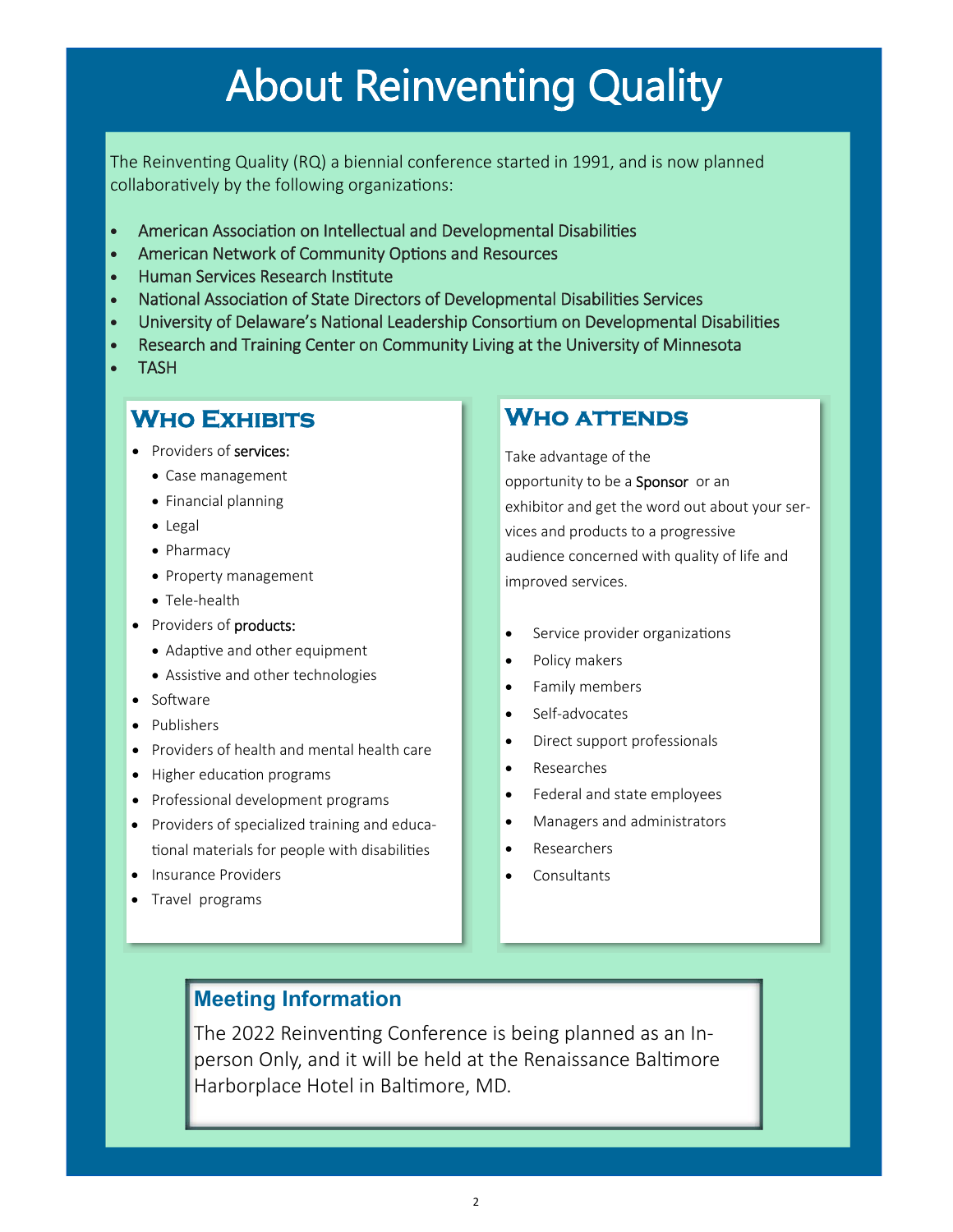# About Reinventing Quality

The Reinventing Quality (RQ) a biennial conference started in 1991, and is now planned collaboratively by the following organizations:

- American Association on Intellectual and Developmental Disabilities
- American Network of Community Options and Resources
- Human Services Research Institute
- National Association of State Directors of Developmental Disabilities Services
- University of Delaware's National Leadership Consortium on Developmental Disabilities
- Research and Training Center on Community Living at the University of Minnesota
- TASH

## Who Exhibits

- Providers of services:
  - Case management
  - Financial planning
  - Legal
  - Pharmacy
  - Property management
  - Tele-health
- Providers of products:
  - Adaptive and other equipment
  - Assistive and other technologies
- Software
- Publishers
- Providers of health and mental health care
- Higher education programs
- Professional development programs
- Providers of specialized training and educational materials for people with disabilities
- Insurance Providers
- Travel programs

## Who attends

Take advantage of the opportunity to be a Sponsor or an exhibitor and get the word out about your services and products to a progressive audience concerned with quality of life and improved services.

- Service provider organizations
- Policy makers
- Family members
- Self-advocates
- Direct support professionals
- Researches
- Federal and state employees
- Managers and administrators
- Researchers
- Consultants

## Meeting Information

The 2022 Reinventing Conference is being planned as an In-person Only, and it will be held at the Renaissance Baltimore Harborplace Hotel in Baltimore, MD.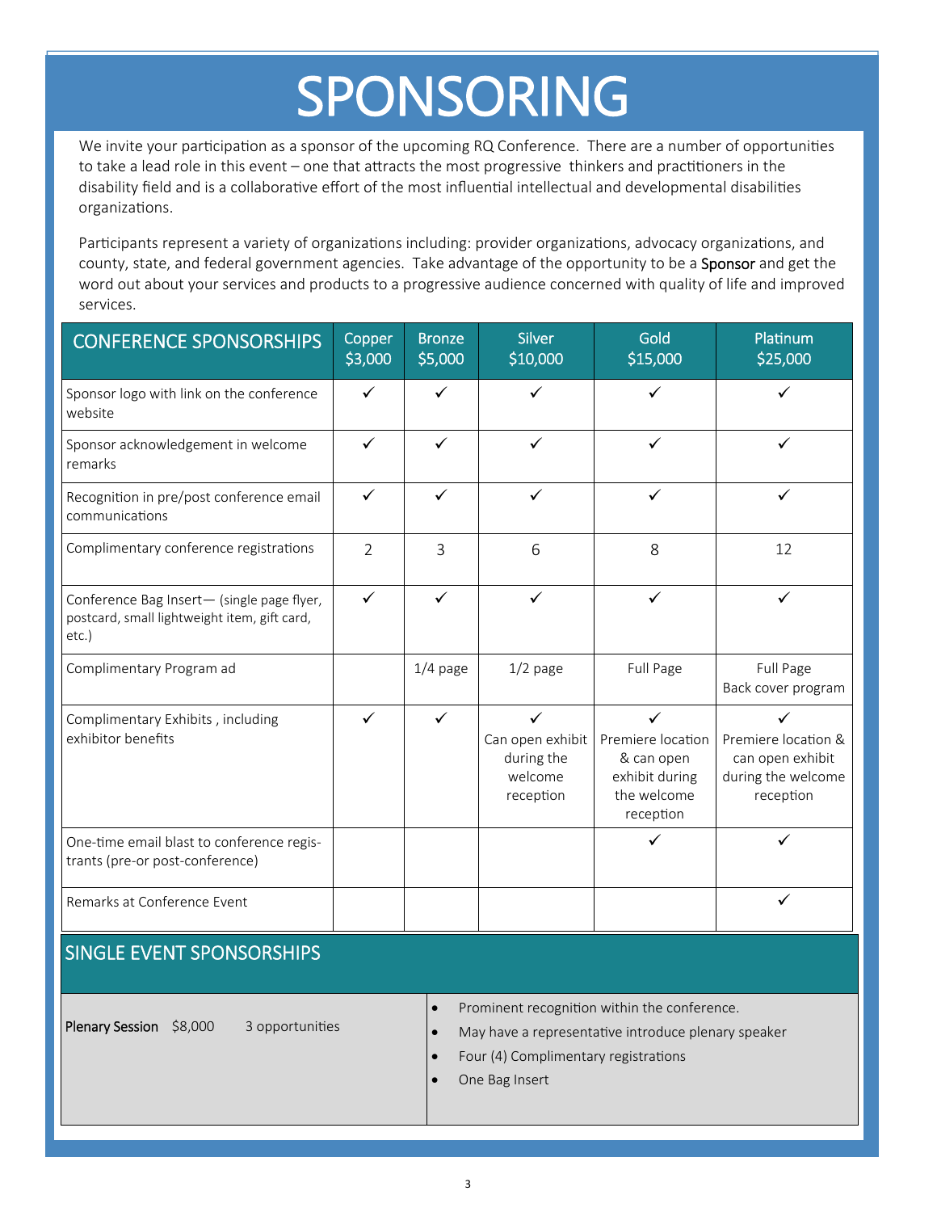# SPONSORING

We invite your participation as a sponsor of the upcoming RQ Conference. There are a number of opportunities to take a lead role in this event – one that attracts the most progressive thinkers and practitioners in the disability field and is a collaborative effort of the most influential intellectual and developmental disabilities organizations.

Participants represent a variety of organizations including: provider organizations, advocacy organizations, and county, state, and federal government agencies. Take advantage of the opportunity to be a Sponsor and get the word out about your services and products to a progressive audience concerned with quality of life and improved services.

| CONFERENCE SPONSORSHIPS | Copper $3,000 | Bronze $5,000 | Silver $10,000 | Gold $15,000 | Platinum $25,000 |
|---|---|---|---|---|---|
| Sponsor logo with link on the conference website | ✓ | ✓ | ✓ | ✓ | ✓ |
| Sponsor acknowledgement in welcome remarks | ✓ | ✓ | ✓ | ✓ | ✓ |
| Recognition in pre/post conference email communications | ✓ | ✓ | ✓ | ✓ | ✓ |
| Complimentary conference registrations | 2 | 3 | 6 | 8 | 12 |
| Conference Bag Insert— (single page flyer, postcard, small lightweight item, gift card, etc.) | ✓ | ✓ | ✓ | ✓ | ✓ |
| Complimentary Program ad | | 1/4 page | 1/2 page | Full Page | Full Page Back cover program |
| Complimentary Exhibits , including exhibitor benefits | ✓ | ✓ | ✓ Can open exhibit during the welcome reception | ✓ Premiere location & can open exhibit during the welcome reception | ✓ Premiere location & can open exhibit during the welcome reception |
| One-time email blast to conference registrants (pre-or post-conference) | | | | ✓ | ✓ |
| Remarks at Conference Event | | | | | ✓ |

## SINGLE EVENT SPONSORSHIPS

| | |
|---|---|
| **Plenary Session** $8,000 3 opportunities | • Prominent recognition within the conference.<br>• May have a representative introduce plenary speaker<br>• Four (4) Complimentary registrations<br>• One Bag Insert |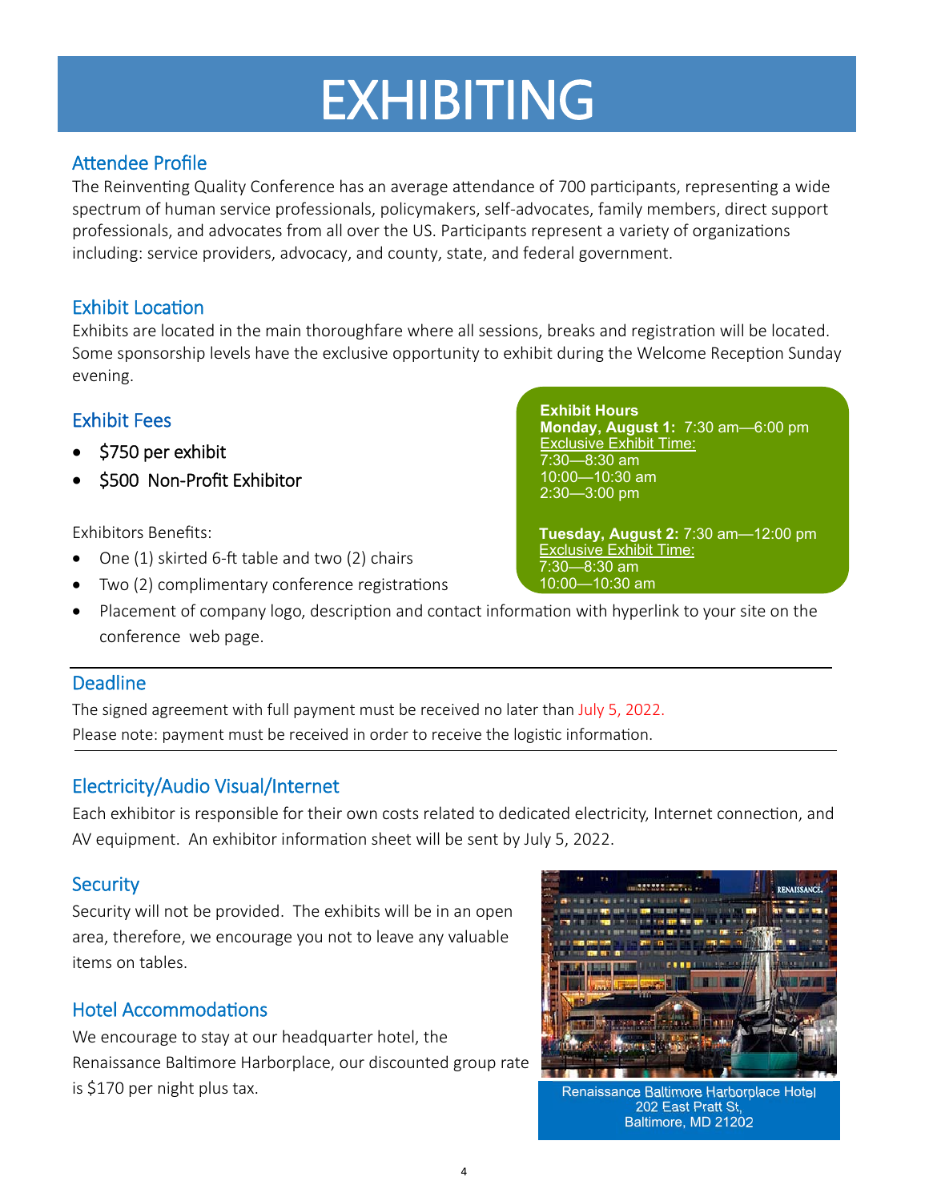# EXHIBITING

## Attendee Profile

The Reinventing Quality Conference has an average attendance of 700 participants, representing a wide spectrum of human service professionals, policymakers, self-advocates, family members, direct support professionals, and advocates from all over the US. Participants represent a variety of organizations including: service providers, advocacy, and county, state, and federal government.

## Exhibit Location

Exhibits are located in the main thoroughfare where all sessions, breaks and registration will be located. Some sponsorship levels have the exclusive opportunity to exhibit during the Welcome Reception Sunday evening.

## Exhibit Fees

- $750 per exhibit
- $500 Non-Profit Exhibitor

Exhibitors Benefits:

- One (1) skirted 6-ft table and two (2) chairs
- Two (2) complimentary conference registrations
- Placement of company logo, description and contact information with hyperlink to your site on the conference web page.

**Exhibit Hours**

**Monday, August 1:** 7:30 am—6:00 pm
Exclusive Exhibit Time:
7:30—8:30 am
10:00—10:30 am
2:30—3:00 pm

**Tuesday, August 2:** 7:30 am—12:00 pm
Exclusive Exhibit Time:
7:30—8:30 am
10:00—10:30 am

## Deadline

The signed agreement with full payment must be received no later than July 5, 2022.
Please note: payment must be received in order to receive the logistic information.

## Electricity/Audio Visual/Internet

Each exhibitor is responsible for their own costs related to dedicated electricity, Internet connection, and AV equipment. An exhibitor information sheet will be sent by July 5, 2022.

## Security

Security will not be provided. The exhibits will be in an open area, therefore, we encourage you not to leave any valuable items on tables.

## Hotel Accommodations

We encourage to stay at our headquarter hotel, the Renaissance Baltimore Harborplace, our discounted group rate is $170 per night plus tax.

Renaissance Baltimore Harborplace Hotel
202 East Pratt St,
Baltimore, MD 21202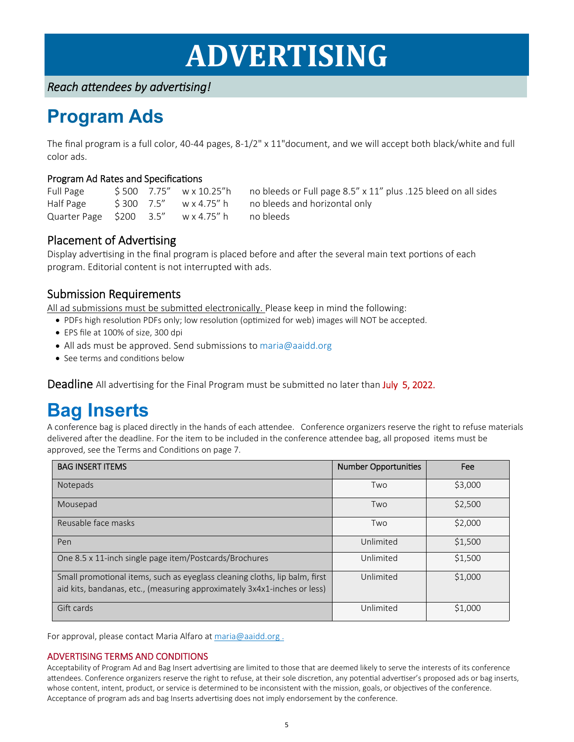# ADVERTISING

*Reach attendees by advertising!*

## Program Ads

The final program is a full color, 40-44 pages, 8-1/2" x 11"document, and we will accept both black/white and full color ads.

### Program Ad Rates and Specifications

| | | | |
|---|---|---|---|
| Full Page | $ 500 | 7.75" w x 10.25"h | no bleeds or Full page 8.5" x 11" plus .125 bleed on all sides |
| Half Page | $ 300 | 7.5" w x 4.75" h | no bleeds and horizontal only |
| Quarter Page | $200 | 3.5" w x 4.75" h | no bleeds |

### Placement of Advertising

Display advertising in the final program is placed before and after the several main text portions of each program. Editorial content is not interrupted with ads.

### Submission Requirements

All ad submissions must be submitted electronically. Please keep in mind the following:

- PDFs high resolution PDFs only; low resolution (optimized for web) images will NOT be accepted.
- EPS file at 100% of size, 300 dpi
- All ads must be approved. Send submissions to maria@aaidd.org
- See terms and conditions below

**Deadline** All advertising for the Final Program must be submitted no later than July 5, 2022.

## Bag Inserts

A conference bag is placed directly in the hands of each attendee. Conference organizers reserve the right to refuse materials delivered after the deadline. For the item to be included in the conference attendee bag, all proposed items must be approved, see the Terms and Conditions on page 7.

| BAG INSERT ITEMS | Number Opportunities | Fee |
|---|---|---|
| Notepads | Two | $3,000 |
| Mousepad | Two | $2,500 |
| Reusable face masks | Two | $2,000 |
| Pen | Unlimited | $1,500 |
| One 8.5 x 11-inch single page item/Postcards/Brochures | Unlimited | $1,500 |
| Small promotional items, such as eyeglass cleaning cloths, lip balm, first aid kits, bandanas, etc., (measuring approximately 3x4x1-inches or less) | Unlimited | $1,000 |
| Gift cards | Unlimited | $1,000 |

For approval, please contact Maria Alfaro at maria@aaidd.org .

### ADVERTISING TERMS AND CONDITIONS

Acceptability of Program Ad and Bag Insert advertising are limited to those that are deemed likely to serve the interests of its conference attendees. Conference organizers reserve the right to refuse, at their sole discretion, any potential advertiser's proposed ads or bag inserts, whose content, intent, product, or service is determined to be inconsistent with the mission, goals, or objectives of the conference. Acceptance of program ads and bag Inserts advertising does not imply endorsement by the conference.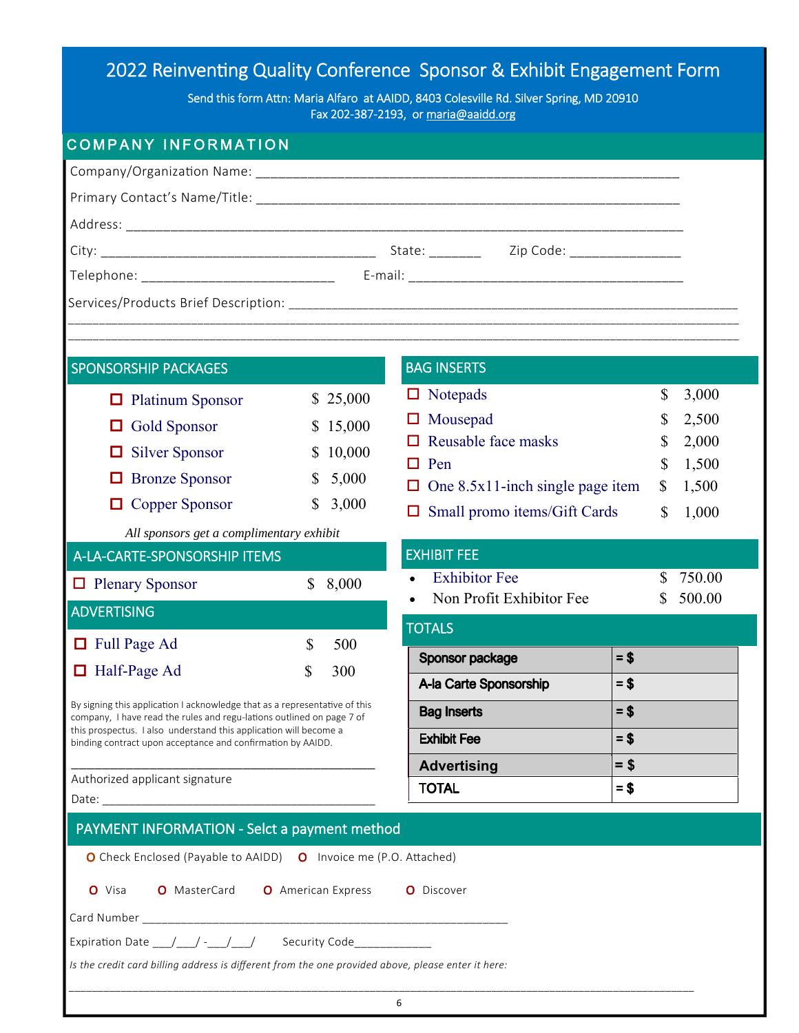# 2022 Reinventing Quality Conference Sponsor & Exhibit Engagement Form

Send this form Attn: Maria Alfaro at AAIDD, 8403 Colesville Rd. Silver Spring, MD 20910
Fax 202-387-2193, or maria@aaidd.org

## COMPANY INFORMATION

Company/Organization Name: ______________________________________________

Primary Contact's Name/Title: ______________________________________________

Address: ______________________________________________

City: ______________________ State: _______ Zip Code: _______________

Telephone: __________________________ E-mail: ______________________________

Services/Products Brief Description: ______________________________________________

______________________________________________

______________________________________________

## SPONSORSHIP PACKAGES

| | |
|---|---|
| ☐ Platinum Sponsor | $ 25,000 |
| ☐ Gold Sponsor | $ 15,000 |
| ☐ Silver Sponsor | $ 10,000 |
| ☐ Bronze Sponsor | $ 5,000 |
| ☐ Copper Sponsor | $ 3,000 |

*All sponsors get a complimentary exhibit*

## A-LA-CARTE-SPONSORSHIP ITEMS

| | |
|---|---|
| ☐ Plenary Sponsor | $ 8,000 |

## ADVERTISING

| | |
|---|---|
| ☐ Full Page Ad | $ 500 |
| ☐ Half-Page Ad | $ 300 |

By signing this application I acknowledge that as a representative of this company, I have read the rules and regu-lations outlined on page 7 of this prospectus. I also understand this application will become a binding contract upon acceptance and confirmation by AAIDD.

______________________________________________
Authorized applicant signature

Date: ______________________________________________

## BAG INSERTS

| | |
|---|---|
| ☐ Notepads | $ 3,000 |
| ☐ Mousepad | $ 2,500 |
| ☐ Reusable face masks | $ 2,000 |
| ☐ Pen | $ 1,500 |
| ☐ One 8.5x11-inch single page item | $ 1,500 |
| ☐ Small promo items/Gift Cards | $ 1,000 |

## EXHIBIT FEE

- Exhibitor Fee $ 750.00
- Non Profit Exhibitor Fee $ 500.00

## TOTALS

| | |
|---|---|
| **Sponsor package** | **= $** |
| **A-la Carte Sponsorship** | **= $** |
| **Bag Inserts** | **= $** |
| **Exhibit Fee** | **= $** |
| **Advertising** | **= $** |
| **TOTAL** | **= $** |

## PAYMENT INFORMATION - Selct a payment method

O Check Enclosed (Payable to AAIDD) O Invoice me (P.O. Attached)

O Visa O MasterCard O American Express O Discover

Card Number ______________________________________________

Expiration Date ___/___/ -___/___/ Security Code____________

*Is the credit card billing address is different from the one provided above, please enter it here:*

______________________________________________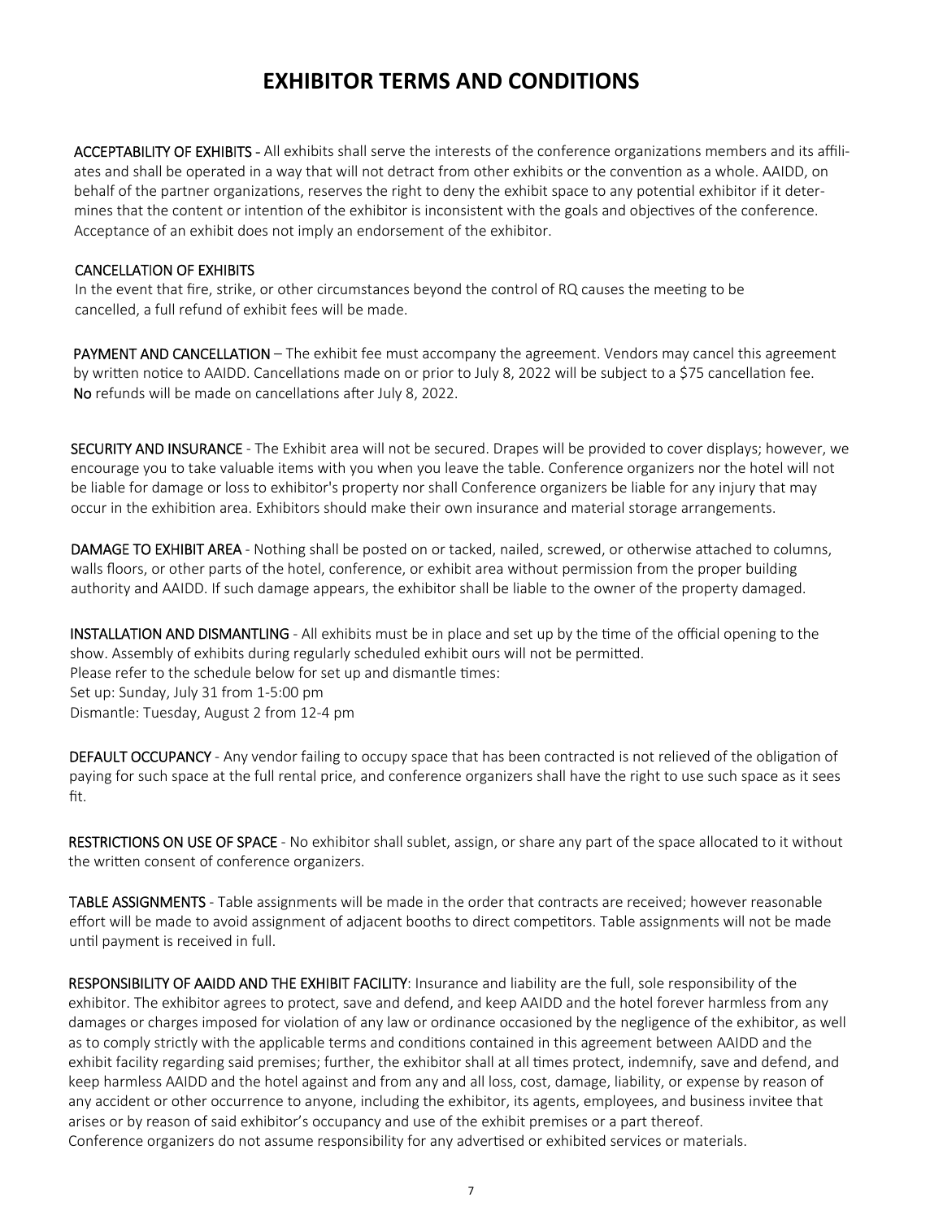# EXHIBITOR TERMS AND CONDITIONS

**ACCEPTABILITY OF EXHIBITS** - All exhibits shall serve the interests of the conference organizations members and its affiliates and shall be operated in a way that will not detract from other exhibits or the convention as a whole. AAIDD, on behalf of the partner organizations, reserves the right to deny the exhibit space to any potential exhibitor if it determines that the content or intention of the exhibitor is inconsistent with the goals and objectives of the conference. Acceptance of an exhibit does not imply an endorsement of the exhibitor.

**CANCELLATION OF EXHIBITS**
In the event that fire, strike, or other circumstances beyond the control of RQ causes the meeting to be cancelled, a full refund of exhibit fees will be made.

**PAYMENT AND CANCELLATION** – The exhibit fee must accompany the agreement. Vendors may cancel this agreement by written notice to AAIDD. Cancellations made on or prior to July 8, 2022 will be subject to a $75 cancellation fee. **No** refunds will be made on cancellations after July 8, 2022.

**SECURITY AND INSURANCE** - The Exhibit area will not be secured. Drapes will be provided to cover displays; however, we encourage you to take valuable items with you when you leave the table. Conference organizers nor the hotel will not be liable for damage or loss to exhibitor's property nor shall Conference organizers be liable for any injury that may occur in the exhibition area. Exhibitors should make their own insurance and material storage arrangements.

**DAMAGE TO EXHIBIT AREA** - Nothing shall be posted on or tacked, nailed, screwed, or otherwise attached to columns, walls floors, or other parts of the hotel, conference, or exhibit area without permission from the proper building authority and AAIDD. If such damage appears, the exhibitor shall be liable to the owner of the property damaged.

**INSTALLATION AND DISMANTLING** - All exhibits must be in place and set up by the time of the official opening to the show. Assembly of exhibits during regularly scheduled exhibit ours will not be permitted.
Please refer to the schedule below for set up and dismantle times:
Set up: Sunday, July 31 from 1-5:00 pm
Dismantle: Tuesday, August 2 from 12-4 pm

**DEFAULT OCCUPANCY** - Any vendor failing to occupy space that has been contracted is not relieved of the obligation of paying for such space at the full rental price, and conference organizers shall have the right to use such space as it sees fit.

**RESTRICTIONS ON USE OF SPACE** - No exhibitor shall sublet, assign, or share any part of the space allocated to it without the written consent of conference organizers.

**TABLE ASSIGNMENTS** - Table assignments will be made in the order that contracts are received; however reasonable effort will be made to avoid assignment of adjacent booths to direct competitors. Table assignments will not be made until payment is received in full.

**RESPONSIBILITY OF AAIDD AND THE EXHIBIT FACILITY**: Insurance and liability are the full, sole responsibility of the exhibitor. The exhibitor agrees to protect, save and defend, and keep AAIDD and the hotel forever harmless from any damages or charges imposed for violation of any law or ordinance occasioned by the negligence of the exhibitor, as well as to comply strictly with the applicable terms and conditions contained in this agreement between AAIDD and the exhibit facility regarding said premises; further, the exhibitor shall at all times protect, indemnify, save and defend, and keep harmless AAIDD and the hotel against and from any and all loss, cost, damage, liability, or expense by reason of any accident or other occurrence to anyone, including the exhibitor, its agents, employees, and business invitee that arises or by reason of said exhibitor's occupancy and use of the exhibit premises or a part thereof.
Conference organizers do not assume responsibility for any advertised or exhibited services or materials.